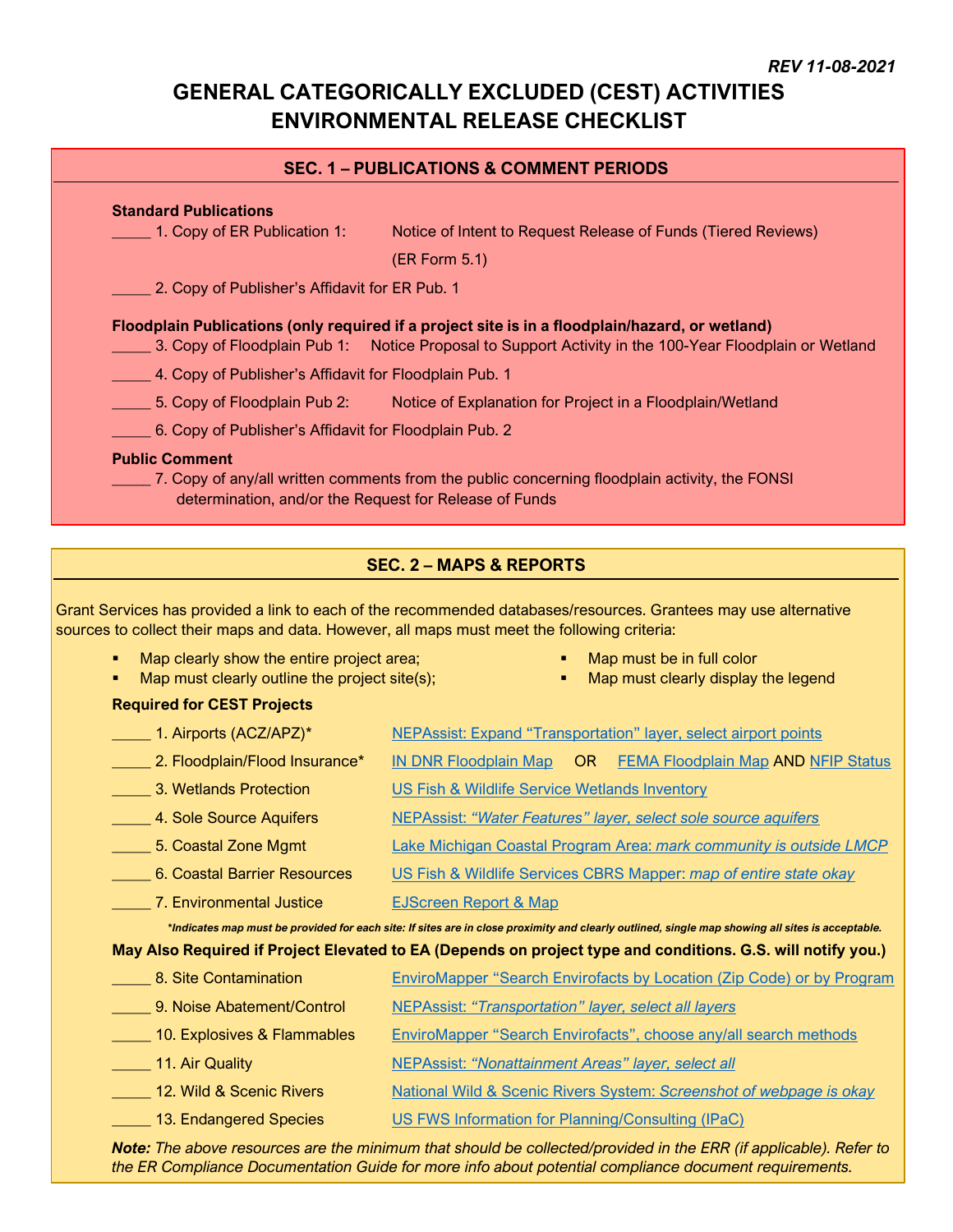*REV 11-08-2021*

# GENERAL CATEGORICALLY EXCLUDED (CEST) ACTIVITIES ENVIRONMENTAL RELEASE CHECKLIST

## SEC. 1 – PUBLICATIONS & COMMENT PERIODS

**Standard Publications**

_____ 1. Copy of ER Publication 1: Notice of Intent to Request Release of Funds (Tiered Reviews) (ER Form 5.1)

_____ 2. Copy of Publisher's Affidavit for ER Pub. 1

**Floodplain Publications (only required if a project site is in a floodplain/hazard, or wetland)**

_____ 3. Copy of Floodplain Pub 1: Notice Proposal to Support Activity in the 100-Year Floodplain or Wetland

_____ 4. Copy of Publisher's Affidavit for Floodplain Pub. 1

_____ 5. Copy of Floodplain Pub 2: Notice of Explanation for Project in a Floodplain/Wetland

_____ 6. Copy of Publisher's Affidavit for Floodplain Pub. 2

**Public Comment**

_____ 7. Copy of any/all written comments from the public concerning floodplain activity, the FONSI determination, and/or the Request for Release of Funds

## SEC. 2 – MAPS & REPORTS

Grant Services has provided a link to each of the recommended databases/resources. Grantees may use alternative sources to collect their maps and data. However, all maps must meet the following criteria:

- Map clearly show the entire project area;
- Map must clearly outline the project site(s);
- Map must be in full color
- Map must clearly display the legend

**Required for CEST Projects**

_____ 1. Airports (ACZ/APZ)* — NEPAssist: Expand "Transportation" layer, select airport points

_____ 2. Floodplain/Flood Insurance* — IN DNR Floodplain Map OR FEMA Floodplain Map AND NFIP Status

_____ 3. Wetlands Protection — US Fish & Wildlife Service Wetlands Inventory

_____ 4. Sole Source Aquifers — NEPAssist: *"Water Features" layer, select sole source aquifers*

_____ 5. Coastal Zone Mgmt — Lake Michigan Coastal Program Area: *mark community is outside LMCP*

_____ 6. Coastal Barrier Resources — US Fish & Wildlife Services CBRS Mapper: *map of entire state okay*

_____ 7. Environmental Justice — EJScreen Report & Map

***Indicates map must be provided for each site: If sites are in close proximity and clearly outlined, single map showing all sites is acceptable.**

**May Also Required if Project Elevated to EA (Depends on project type and conditions. G.S. will notify you.)**

_____ 8. Site Contamination — EnviroMapper "Search Envirofacts by Location (Zip Code) or by Program

_____ 9. Noise Abatement/Control — NEPAssist: *"Transportation" layer, select all layers*

_____ 10. Explosives & Flammables — EnviroMapper "Search Envirofacts", choose any/all search methods

_____ 11. Air Quality — NEPAssist: *"Nonattainment Areas" layer, select all*

_____ 12. Wild & Scenic Rivers — National Wild & Scenic Rivers System: *Screenshot of webpage is okay*

_____ 13. Endangered Species — US FWS Information for Planning/Consulting (IPaC)

***Note:** The above resources are the minimum that should be collected/provided in the ERR (if applicable). Refer to the ER Compliance Documentation Guide for more info about potential compliance document requirements.*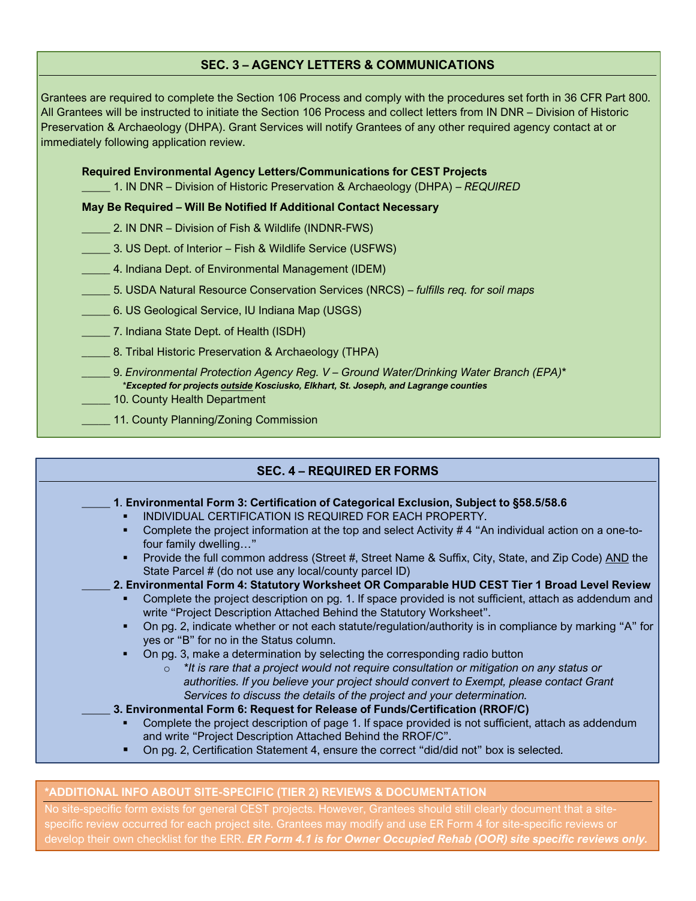## SEC. 3 – AGENCY LETTERS & COMMUNICATIONS

Grantees are required to complete the Section 106 Process and comply with the procedures set forth in 36 CFR Part 800. All Grantees will be instructed to initiate the Section 106 Process and collect letters from IN DNR – Division of Historic Preservation & Archaeology (DHPA). Grant Services will notify Grantees of any other required agency contact at or immediately following application review.

**Required Environmental Agency Letters/Communications for CEST Projects**

_____ 1. IN DNR – Division of Historic Preservation & Archaeology (DHPA) – *REQUIRED*

**May Be Required – Will Be Notified If Additional Contact Necessary**

_____ 2. IN DNR – Division of Fish & Wildlife (INDNR-FWS)

_____ 3. US Dept. of Interior – Fish & Wildlife Service (USFWS)

_____ 4. Indiana Dept. of Environmental Management (IDEM)

_____ 5. USDA Natural Resource Conservation Services (NRCS) – *fulfills req. for soil maps*

_____ 6. US Geological Service, IU Indiana Map (USGS)

_____ 7. Indiana State Dept. of Health (ISDH)

_____ 8. Tribal Historic Preservation & Archaeology (THPA)

_____ 9. *Environmental Protection Agency Reg. V – Ground Water/Drinking Water Branch (EPA)**
***\*Excepted for projects outside Kosciusko, Elkhart, St. Joseph, and Lagrange counties***

_____ 10. County Health Department

_____ 11. County Planning/Zoning Commission

## SEC. 4 – REQUIRED ER FORMS

_____ **1. Environmental Form 3: Certification of Categorical Exclusion, Subject to §58.5/58.6**

- INDIVIDUAL CERTIFICATION IS REQUIRED FOR EACH PROPERTY.
- Complete the project information at the top and select Activity # 4 "An individual action on a one-to-four family dwelling…"
- Provide the full common address (Street #, Street Name & Suffix, City, State, and Zip Code) AND the State Parcel # (do not use any local/county parcel ID)

_____ **2. Environmental Form 4: Statutory Worksheet OR Comparable HUD CEST Tier 1 Broad Level Review**

- Complete the project description on pg. 1. If space provided is not sufficient, attach as addendum and write "Project Description Attached Behind the Statutory Worksheet".
- On pg. 2, indicate whether or not each statute/regulation/authority is in compliance by marking "A" for yes or "B" for no in the Status column.
- On pg. 3, make a determination by selecting the corresponding radio button
  - *\*It is rare that a project would not require consultation or mitigation on any status or authorities. If you believe your project should convert to Exempt, please contact Grant Services to discuss the details of the project and your determination.*

_____ **3. Environmental Form 6: Request for Release of Funds/Certification (RROF/C)**

- Complete the project description of page 1. If space provided is not sufficient, attach as addendum and write "Project Description Attached Behind the RROF/C".
- On pg. 2, Certification Statement 4, ensure the correct "did/did not" box is selected.

### *ADDITIONAL INFO ABOUT SITE-SPECIFIC (TIER 2) REVIEWS & DOCUMENTATION

No site-specific form exists for general CEST projects. However, Grantees should still clearly document that a site-specific review occurred for each project site. Grantees may modify and use ER Form 4 for site-specific reviews or develop their own checklist for the ERR. ***ER Form 4.1 is for Owner Occupied Rehab (OOR) site specific reviews only.***